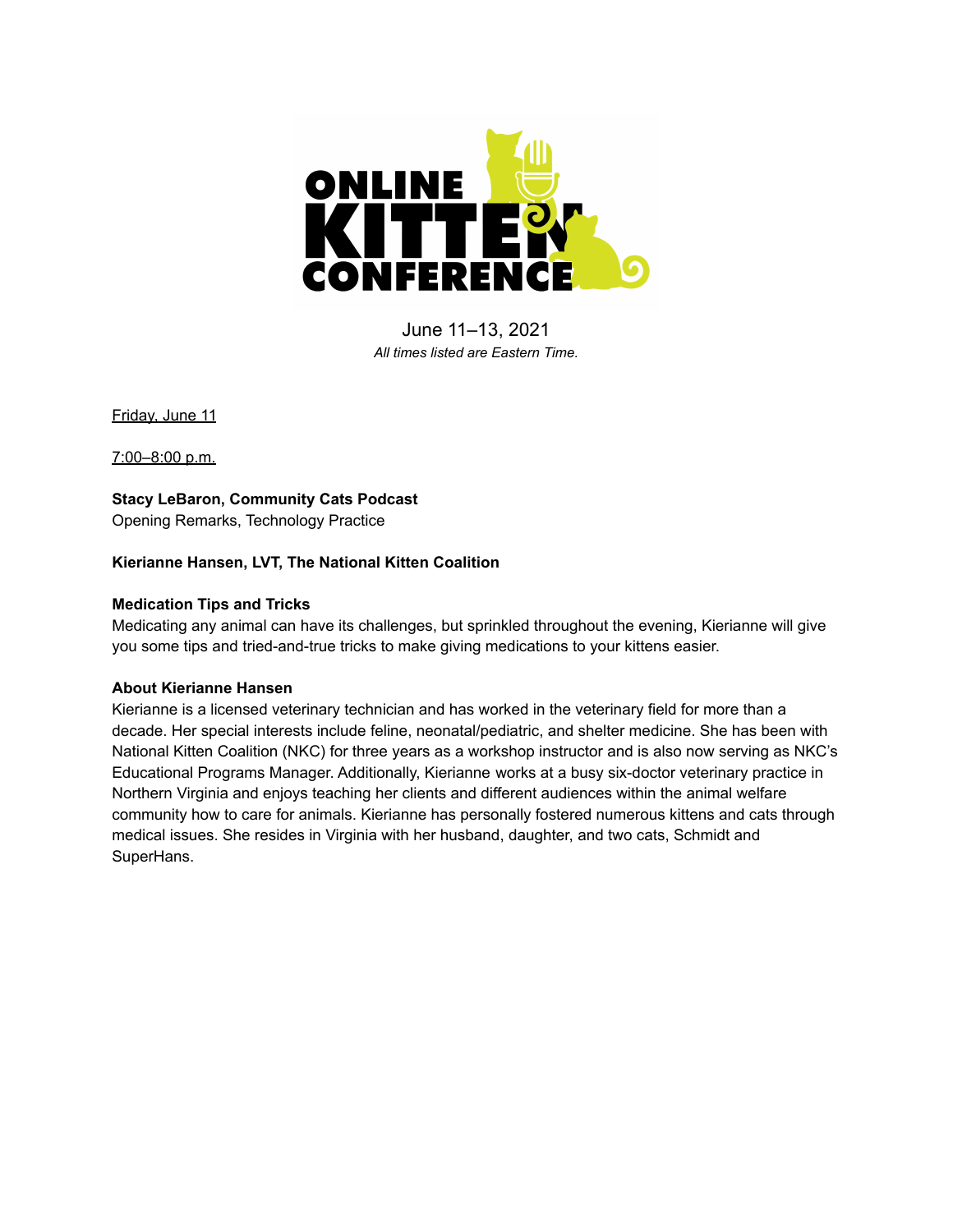# ONLINE KITTEN CONFERENCE

June 11–13, 2021

*All times listed are Eastern Time.*

Friday, June 11

7:00–8:00 p.m.

**Stacy LeBaron, Community Cats Podcast**
Opening Remarks, Technology Practice

**Kierianne Hansen, LVT, The National Kitten Coalition**

**Medication Tips and Tricks**
Medicating any animal can have its challenges, but sprinkled throughout the evening, Kierianne will give you some tips and tried-and-true tricks to make giving medications to your kittens easier.

**About Kierianne Hansen**
Kierianne is a licensed veterinary technician and has worked in the veterinary field for more than a decade. Her special interests include feline, neonatal/pediatric, and shelter medicine. She has been with National Kitten Coalition (NKC) for three years as a workshop instructor and is also now serving as NKC's Educational Programs Manager. Additionally, Kierianne works at a busy six-doctor veterinary practice in Northern Virginia and enjoys teaching her clients and different audiences within the animal welfare community how to care for animals. Kierianne has personally fostered numerous kittens and cats through medical issues. She resides in Virginia with her husband, daughter, and two cats, Schmidt and SuperHans.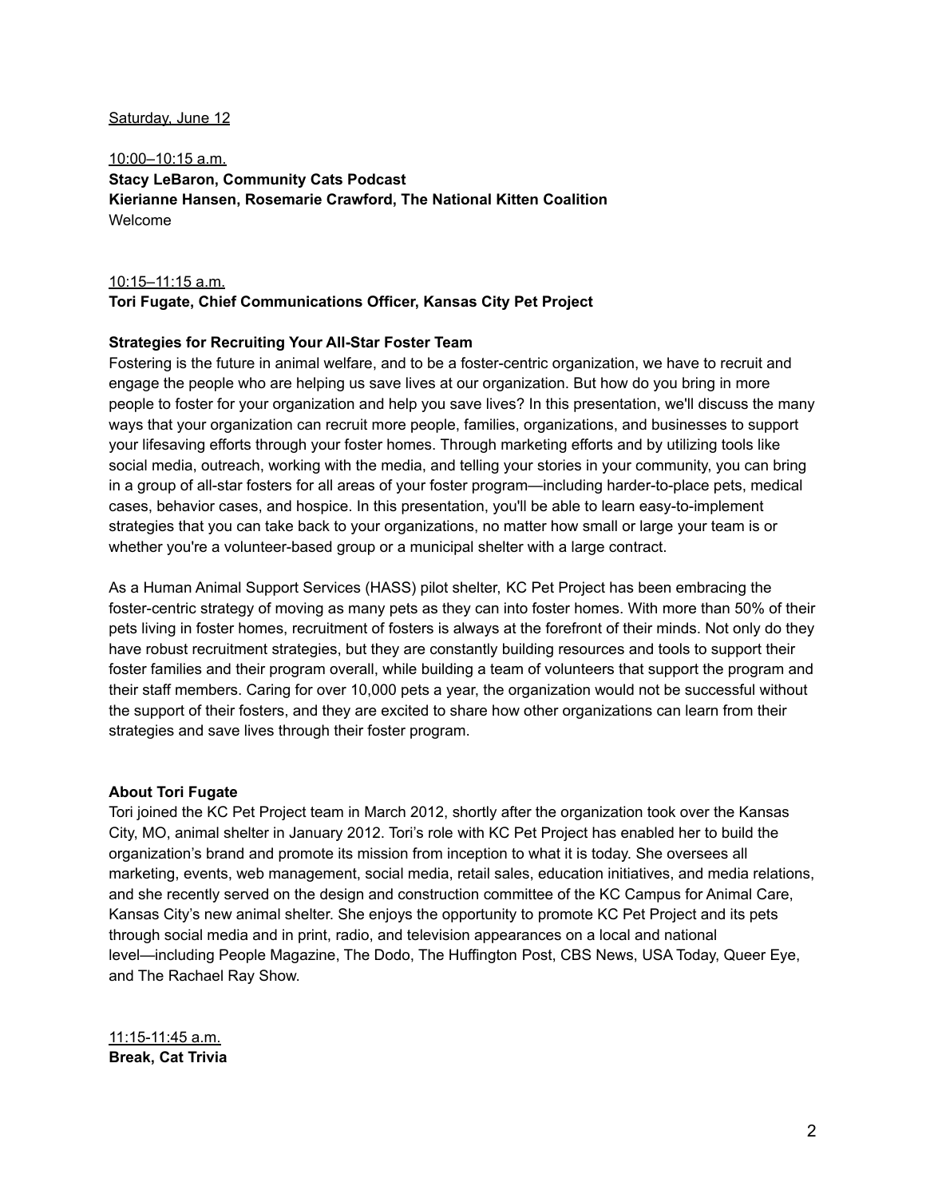Saturday, June 12

10:00–10:15 a.m.
**Stacy LeBaron, Community Cats Podcast**
**Kierianne Hansen, Rosemarie Crawford, The National Kitten Coalition**
Welcome

10:15–11:15 a.m.
**Tori Fugate, Chief Communications Officer, Kansas City Pet Project**

**Strategies for Recruiting Your All-Star Foster Team**
Fostering is the future in animal welfare, and to be a foster-centric organization, we have to recruit and engage the people who are helping us save lives at our organization. But how do you bring in more people to foster for your organization and help you save lives? In this presentation, we'll discuss the many ways that your organization can recruit more people, families, organizations, and businesses to support your lifesaving efforts through your foster homes. Through marketing efforts and by utilizing tools like social media, outreach, working with the media, and telling your stories in your community, you can bring in a group of all-star fosters for all areas of your foster program—including harder-to-place pets, medical cases, behavior cases, and hospice. In this presentation, you'll be able to learn easy-to-implement strategies that you can take back to your organizations, no matter how small or large your team is or whether you're a volunteer-based group or a municipal shelter with a large contract.

As a Human Animal Support Services (HASS) pilot shelter, KC Pet Project has been embracing the foster-centric strategy of moving as many pets as they can into foster homes. With more than 50% of their pets living in foster homes, recruitment of fosters is always at the forefront of their minds. Not only do they have robust recruitment strategies, but they are constantly building resources and tools to support their foster families and their program overall, while building a team of volunteers that support the program and their staff members. Caring for over 10,000 pets a year, the organization would not be successful without the support of their fosters, and they are excited to share how other organizations can learn from their strategies and save lives through their foster program.

**About Tori Fugate**
Tori joined the KC Pet Project team in March 2012, shortly after the organization took over the Kansas City, MO, animal shelter in January 2012. Tori's role with KC Pet Project has enabled her to build the organization's brand and promote its mission from inception to what it is today. She oversees all marketing, events, web management, social media, retail sales, education initiatives, and media relations, and she recently served on the design and construction committee of the KC Campus for Animal Care, Kansas City's new animal shelter. She enjoys the opportunity to promote KC Pet Project and its pets through social media and in print, radio, and television appearances on a local and national level—including People Magazine, The Dodo, The Huffington Post, CBS News, USA Today, Queer Eye, and The Rachael Ray Show.

11:15-11:45 a.m.
**Break, Cat Trivia**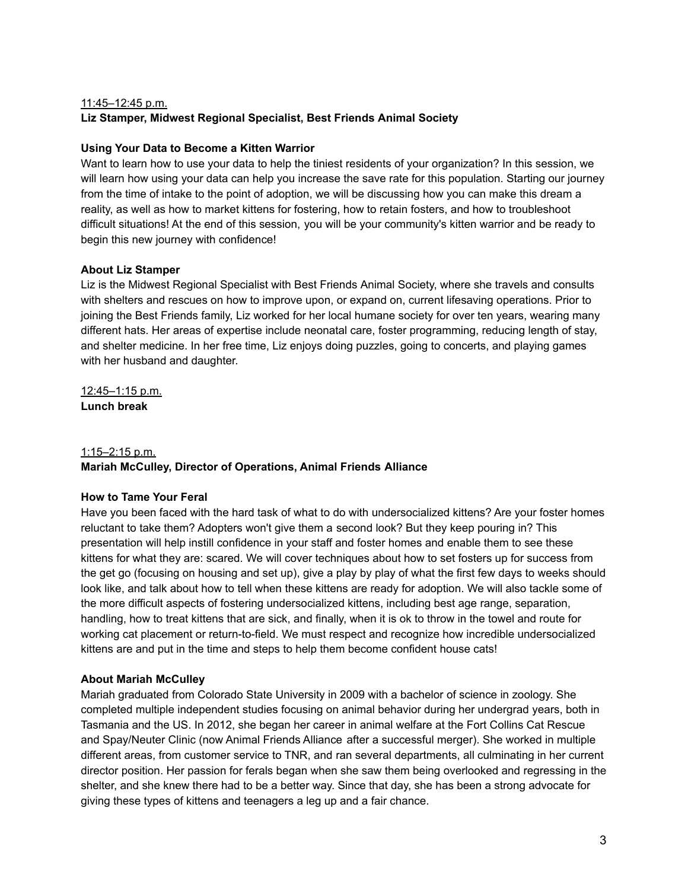<u>11:45–12:45 p.m.</u>

**Liz Stamper, Midwest Regional Specialist, Best Friends Animal Society**

**Using Your Data to Become a Kitten Warrior**

Want to learn how to use your data to help the tiniest residents of your organization? In this session, we will learn how using your data can help you increase the save rate for this population. Starting our journey from the time of intake to the point of adoption, we will be discussing how you can make this dream a reality, as well as how to market kittens for fostering, how to retain fosters, and how to troubleshoot difficult situations! At the end of this session, you will be your community's kitten warrior and be ready to begin this new journey with confidence!

**About Liz Stamper**

Liz is the Midwest Regional Specialist with Best Friends Animal Society, where she travels and consults with shelters and rescues on how to improve upon, or expand on, current lifesaving operations. Prior to joining the Best Friends family, Liz worked for her local humane society for over ten years, wearing many different hats. Her areas of expertise include neonatal care, foster programming, reducing length of stay, and shelter medicine. In her free time, Liz enjoys doing puzzles, going to concerts, and playing games with her husband and daughter.

<u>12:45–1:15 p.m.</u>

**Lunch break**

<u>1:15–2:15 p.m.</u>

**Mariah McCulley, Director of Operations, Animal Friends Alliance**

**How to Tame Your Feral**

Have you been faced with the hard task of what to do with undersocialized kittens? Are your foster homes reluctant to take them? Adopters won't give them a second look? But they keep pouring in? This presentation will help instill confidence in your staff and foster homes and enable them to see these kittens for what they are: scared. We will cover techniques about how to set fosters up for success from the get go (focusing on housing and set up), give a play by play of what the first few days to weeks should look like, and talk about how to tell when these kittens are ready for adoption. We will also tackle some of the more difficult aspects of fostering undersocialized kittens, including best age range, separation, handling, how to treat kittens that are sick, and finally, when it is ok to throw in the towel and route for working cat placement or return-to-field. We must respect and recognize how incredible undersocialized kittens are and put in the time and steps to help them become confident house cats!

**About Mariah McCulley**

Mariah graduated from Colorado State University in 2009 with a bachelor of science in zoology. She completed multiple independent studies focusing on animal behavior during her undergrad years, both in Tasmania and the US. In 2012, she began her career in animal welfare at the Fort Collins Cat Rescue and Spay/Neuter Clinic (now Animal Friends Alliance after a successful merger). She worked in multiple different areas, from customer service to TNR, and ran several departments, all culminating in her current director position. Her passion for ferals began when she saw them being overlooked and regressing in the shelter, and she knew there had to be a better way. Since that day, she has been a strong advocate for giving these types of kittens and teenagers a leg up and a fair chance.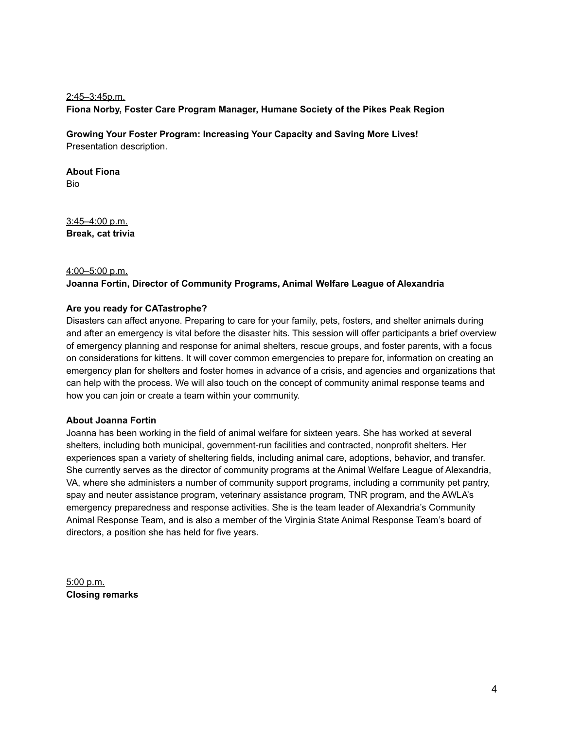2:45–3:45p.m.

**Fiona Norby, Foster Care Program Manager, Humane Society of the Pikes Peak Region**

**Growing Your Foster Program: Increasing Your Capacity and Saving More Lives!**

Presentation description.

**About Fiona**

Bio

3:45–4:00 p.m.

**Break, cat trivia**

4:00–5:00 p.m.

**Joanna Fortin, Director of Community Programs, Animal Welfare League of Alexandria**

**Are you ready for CATastrophe?**

Disasters can affect anyone. Preparing to care for your family, pets, fosters, and shelter animals during and after an emergency is vital before the disaster hits. This session will offer participants a brief overview of emergency planning and response for animal shelters, rescue groups, and foster parents, with a focus on considerations for kittens. It will cover common emergencies to prepare for, information on creating an emergency plan for shelters and foster homes in advance of a crisis, and agencies and organizations that can help with the process. We will also touch on the concept of community animal response teams and how you can join or create a team within your community.

**About Joanna Fortin**

Joanna has been working in the field of animal welfare for sixteen years. She has worked at several shelters, including both municipal, government-run facilities and contracted, nonprofit shelters. Her experiences span a variety of sheltering fields, including animal care, adoptions, behavior, and transfer. She currently serves as the director of community programs at the Animal Welfare League of Alexandria, VA, where she administers a number of community support programs, including a community pet pantry, spay and neuter assistance program, veterinary assistance program, TNR program, and the AWLA's emergency preparedness and response activities. She is the team leader of Alexandria's Community Animal Response Team, and is also a member of the Virginia State Animal Response Team's board of directors, a position she has held for five years.

5:00 p.m.

**Closing remarks**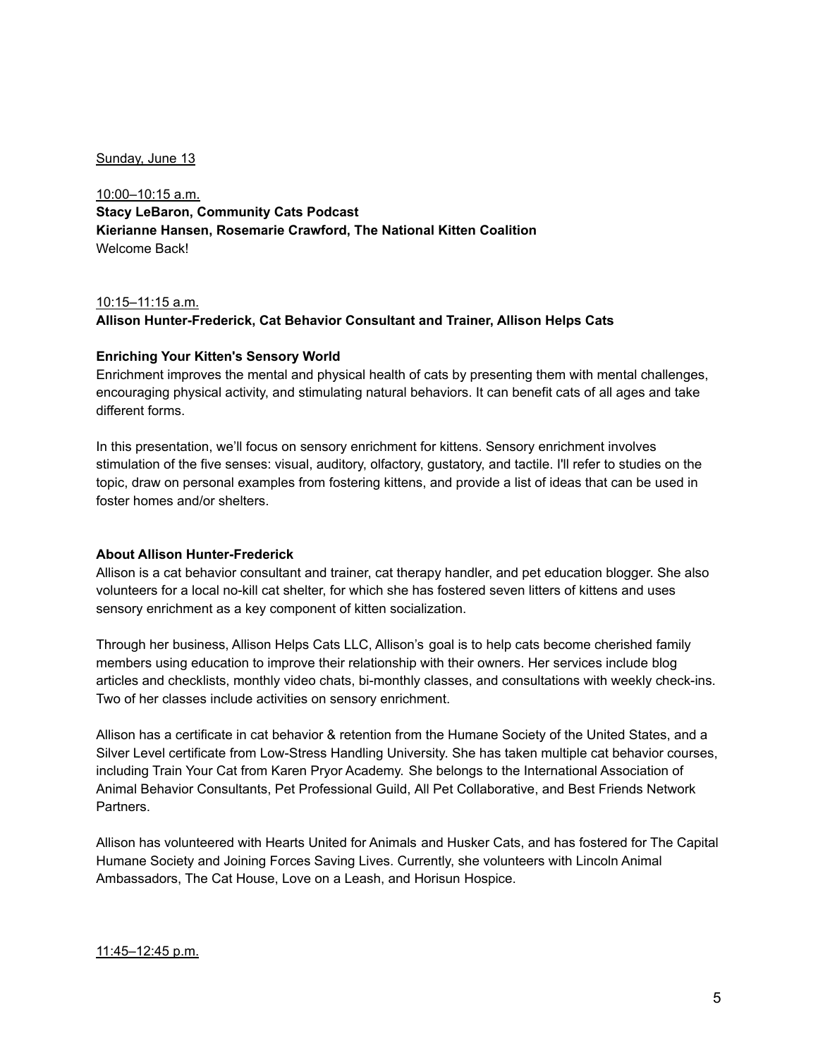Sunday, June 13

10:00–10:15 a.m.
**Stacy LeBaron, Community Cats Podcast**
**Kierianne Hansen, Rosemarie Crawford, The National Kitten Coalition**
Welcome Back!

10:15–11:15 a.m.
**Allison Hunter-Frederick, Cat Behavior Consultant and Trainer, Allison Helps Cats**

**Enriching Your Kitten's Sensory World**

Enrichment improves the mental and physical health of cats by presenting them with mental challenges, encouraging physical activity, and stimulating natural behaviors. It can benefit cats of all ages and take different forms.

In this presentation, we'll focus on sensory enrichment for kittens. Sensory enrichment involves stimulation of the five senses: visual, auditory, olfactory, gustatory, and tactile. I'll refer to studies on the topic, draw on personal examples from fostering kittens, and provide a list of ideas that can be used in foster homes and/or shelters.

**About Allison Hunter-Frederick**

Allison is a cat behavior consultant and trainer, cat therapy handler, and pet education blogger. She also volunteers for a local no-kill cat shelter, for which she has fostered seven litters of kittens and uses sensory enrichment as a key component of kitten socialization.

Through her business, Allison Helps Cats LLC, Allison's goal is to help cats become cherished family members using education to improve their relationship with their owners. Her services include blog articles and checklists, monthly video chats, bi-monthly classes, and consultations with weekly check-ins. Two of her classes include activities on sensory enrichment.

Allison has a certificate in cat behavior & retention from the Humane Society of the United States, and a Silver Level certificate from Low-Stress Handling University. She has taken multiple cat behavior courses, including Train Your Cat from Karen Pryor Academy. She belongs to the International Association of Animal Behavior Consultants, Pet Professional Guild, All Pet Collaborative, and Best Friends Network Partners.

Allison has volunteered with Hearts United for Animals and Husker Cats, and has fostered for The Capital Humane Society and Joining Forces Saving Lives. Currently, she volunteers with Lincoln Animal Ambassadors, The Cat House, Love on a Leash, and Horisun Hospice.

11:45–12:45 p.m.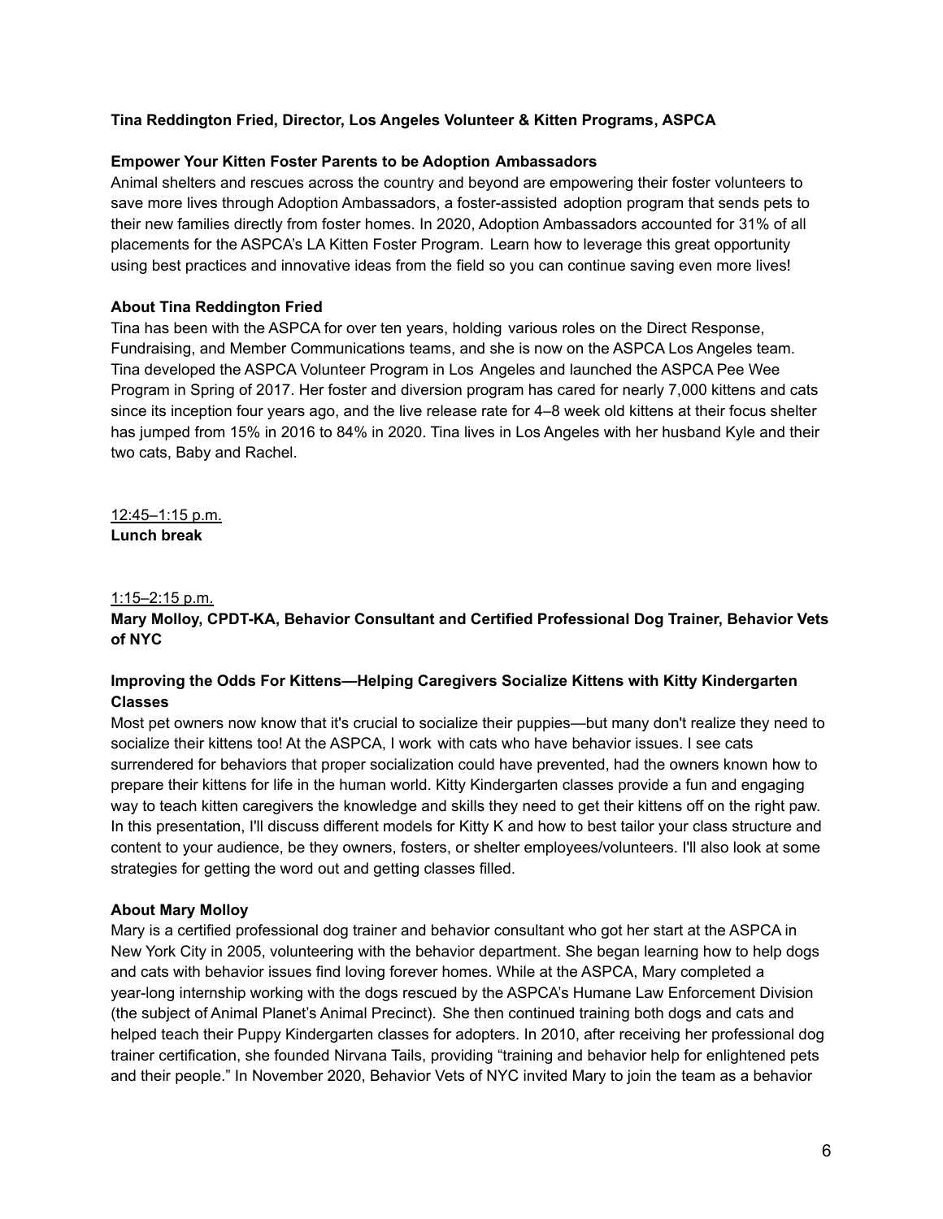**Tina Reddington Fried, Director, Los Angeles Volunteer & Kitten Programs, ASPCA**

**Empower Your Kitten Foster Parents to be Adoption Ambassadors**

Animal shelters and rescues across the country and beyond are empowering their foster volunteers to save more lives through Adoption Ambassadors, a foster-assisted adoption program that sends pets to their new families directly from foster homes. In 2020, Adoption Ambassadors accounted for 31% of all placements for the ASPCA's LA Kitten Foster Program. Learn how to leverage this great opportunity using best practices and innovative ideas from the field so you can continue saving even more lives!

**About Tina Reddington Fried**

Tina has been with the ASPCA for over ten years, holding various roles on the Direct Response, Fundraising, and Member Communications teams, and she is now on the ASPCA Los Angeles team. Tina developed the ASPCA Volunteer Program in Los Angeles and launched the ASPCA Pee Wee Program in Spring of 2017. Her foster and diversion program has cared for nearly 7,000 kittens and cats since its inception four years ago, and the live release rate for 4–8 week old kittens at their focus shelter has jumped from 15% in 2016 to 84% in 2020. Tina lives in Los Angeles with her husband Kyle and their two cats, Baby and Rachel.

12:45–1:15 p.m.
**Lunch break**

1:15–2:15 p.m.
**Mary Molloy, CPDT-KA, Behavior Consultant and Certified Professional Dog Trainer, Behavior Vets of NYC**

**Improving the Odds For Kittens—Helping Caregivers Socialize Kittens with Kitty Kindergarten Classes**

Most pet owners now know that it's crucial to socialize their puppies—but many don't realize they need to socialize their kittens too! At the ASPCA, I work with cats who have behavior issues. I see cats surrendered for behaviors that proper socialization could have prevented, had the owners known how to prepare their kittens for life in the human world. Kitty Kindergarten classes provide a fun and engaging way to teach kitten caregivers the knowledge and skills they need to get their kittens off on the right paw. In this presentation, I'll discuss different models for Kitty K and how to best tailor your class structure and content to your audience, be they owners, fosters, or shelter employees/volunteers. I'll also look at some strategies for getting the word out and getting classes filled.

**About Mary Molloy**

Mary is a certified professional dog trainer and behavior consultant who got her start at the ASPCA in New York City in 2005, volunteering with the behavior department. She began learning how to help dogs and cats with behavior issues find loving forever homes. While at the ASPCA, Mary completed a year-long internship working with the dogs rescued by the ASPCA's Humane Law Enforcement Division (the subject of Animal Planet's Animal Precinct). She then continued training both dogs and cats and helped teach their Puppy Kindergarten classes for adopters. In 2010, after receiving her professional dog trainer certification, she founded Nirvana Tails, providing "training and behavior help for enlightened pets and their people." In November 2020, Behavior Vets of NYC invited Mary to join the team as a behavior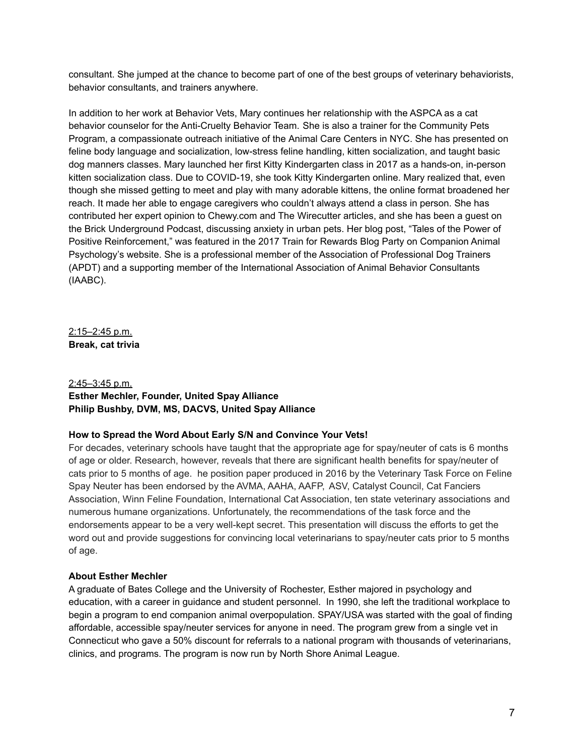consultant. She jumped at the chance to become part of one of the best groups of veterinary behaviorists, behavior consultants, and trainers anywhere.

In addition to her work at Behavior Vets, Mary continues her relationship with the ASPCA as a cat behavior counselor for the Anti-Cruelty Behavior Team. She is also a trainer for the Community Pets Program, a compassionate outreach initiative of the Animal Care Centers in NYC. She has presented on feline body language and socialization, low-stress feline handling, kitten socialization, and taught basic dog manners classes. Mary launched her first Kitty Kindergarten class in 2017 as a hands-on, in-person kitten socialization class. Due to COVID-19, she took Kitty Kindergarten online. Mary realized that, even though she missed getting to meet and play with many adorable kittens, the online format broadened her reach. It made her able to engage caregivers who couldn't always attend a class in person. She has contributed her expert opinion to Chewy.com and The Wirecutter articles, and she has been a guest on the Brick Underground Podcast, discussing anxiety in urban pets. Her blog post, "Tales of the Power of Positive Reinforcement," was featured in the 2017 Train for Rewards Blog Party on Companion Animal Psychology's website. She is a professional member of the Association of Professional Dog Trainers (APDT) and a supporting member of the International Association of Animal Behavior Consultants (IAABC).

<u>2:15–2:45 p.m.</u>
**Break, cat trivia**

<u>2:45–3:45 p.m.</u>
**Esther Mechler, Founder, United Spay Alliance**
**Philip Bushby, DVM, MS, DACVS, United Spay Alliance**

**How to Spread the Word About Early S/N and Convince Your Vets!**

For decades, veterinary schools have taught that the appropriate age for spay/neuter of cats is 6 months of age or older. Research, however, reveals that there are significant health benefits for spay/neuter of cats prior to 5 months of age. he position paper produced in 2016 by the Veterinary Task Force on Feline Spay Neuter has been endorsed by the AVMA, AAHA, AAFP, ASV, Catalyst Council, Cat Fanciers Association, Winn Feline Foundation, International Cat Association, ten state veterinary associations and numerous humane organizations. Unfortunately, the recommendations of the task force and the endorsements appear to be a very well-kept secret. This presentation will discuss the efforts to get the word out and provide suggestions for convincing local veterinarians to spay/neuter cats prior to 5 months of age.

**About Esther Mechler**

A graduate of Bates College and the University of Rochester, Esther majored in psychology and education, with a career in guidance and student personnel. In 1990, she left the traditional workplace to begin a program to end companion animal overpopulation. SPAY/USA was started with the goal of finding affordable, accessible spay/neuter services for anyone in need. The program grew from a single vet in Connecticut who gave a 50% discount for referrals to a national program with thousands of veterinarians, clinics, and programs. The program is now run by North Shore Animal League.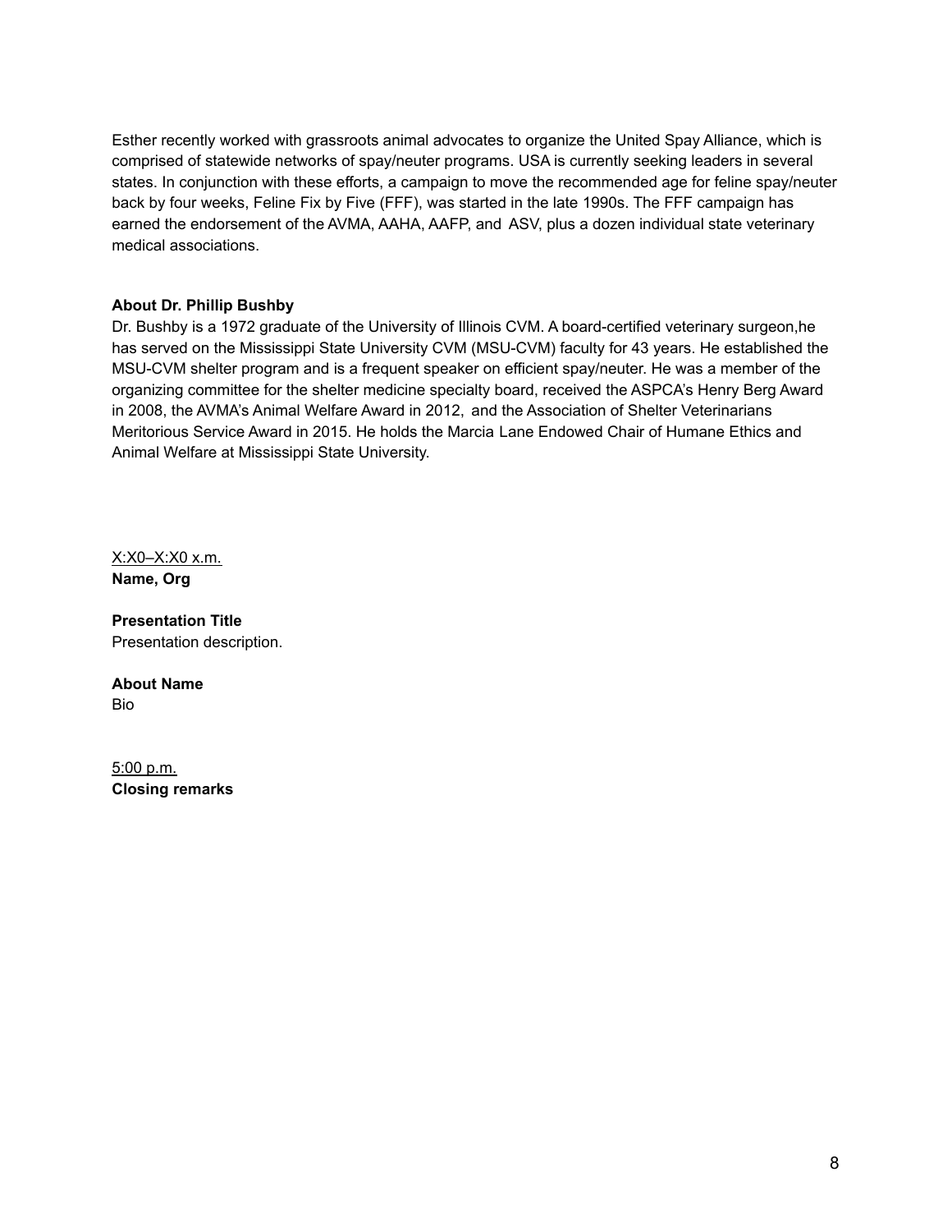Esther recently worked with grassroots animal advocates to organize the United Spay Alliance, which is comprised of statewide networks of spay/neuter programs. USA is currently seeking leaders in several states. In conjunction with these efforts, a campaign to move the recommended age for feline spay/neuter back by four weeks, Feline Fix by Five (FFF), was started in the late 1990s. The FFF campaign has earned the endorsement of the AVMA, AAHA, AAFP, and ASV, plus a dozen individual state veterinary medical associations.

**About Dr. Phillip Bushby**
Dr. Bushby is a 1972 graduate of the University of Illinois CVM. A board-certified veterinary surgeon,he has served on the Mississippi State University CVM (MSU-CVM) faculty for 43 years. He established the MSU-CVM shelter program and is a frequent speaker on efficient spay/neuter. He was a member of the organizing committee for the shelter medicine specialty board, received the ASPCA's Henry Berg Award in 2008, the AVMA's Animal Welfare Award in 2012, and the Association of Shelter Veterinarians Meritorious Service Award in 2015. He holds the Marcia Lane Endowed Chair of Humane Ethics and Animal Welfare at Mississippi State University.

X:X0–X:X0 x.m.
**Name, Org**

**Presentation Title**
Presentation description.

**About Name**
Bio

5:00 p.m.
**Closing remarks**